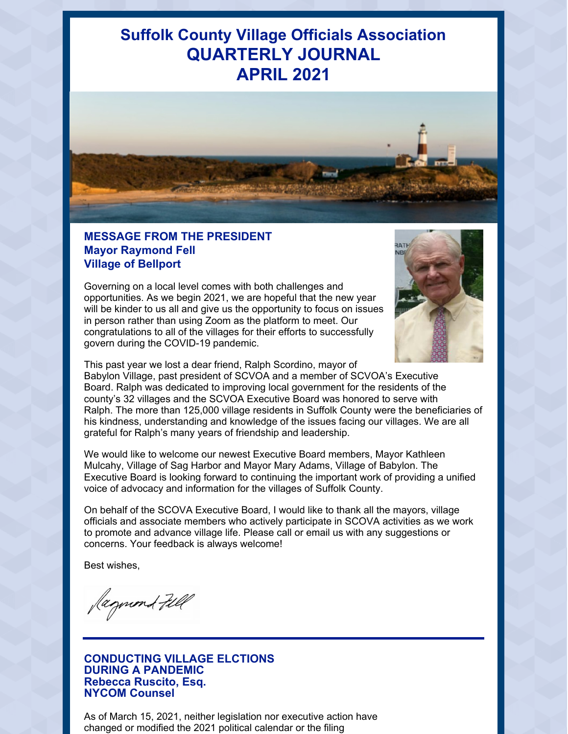# Suffolk County Village Officials Association QUARTERLY JOURNAL APRIL 2021

## MESSAGE FROM THE PRESIDENT
### Mayor Raymond Fell
### Village of Bellport

Governing on a local level comes with both challenges and opportunities. As we begin 2021, we are hopeful that the new year will be kinder to us all and give us the opportunity to focus on issues in person rather than using Zoom as the platform to meet. Our congratulations to all of the villages for their efforts to successfully govern during the COVID-19 pandemic.

This past year we lost a dear friend, Ralph Scordino, mayor of Babylon Village, past president of SCVOA and a member of SCVOA's Executive Board. Ralph was dedicated to improving local government for the residents of the county's 32 villages and the SCVOA Executive Board was honored to serve with Ralph. The more than 125,000 village residents in Suffolk County were the beneficiaries of his kindness, understanding and knowledge of the issues facing our villages. We are all grateful for Ralph's many years of friendship and leadership.

We would like to welcome our newest Executive Board members, Mayor Kathleen Mulcahy, Village of Sag Harbor and Mayor Mary Adams, Village of Babylon. The Executive Board is looking forward to continuing the important work of providing a unified voice of advocacy and information for the villages of Suffolk County.

On behalf of the SCOVA Executive Board, I would like to thank all the mayors, village officials and associate members who actively participate in SCOVA activities as we work to promote and advance village life. Please call or email us with any suggestions or concerns. Your feedback is always welcome!

Best wishes,

Raymond Fell

## CONDUCTING VILLAGE ELCTIONS DURING A PANDEMIC
### Rebecca Ruscito, Esq.
### NYCOM Counsel

As of March 15, 2021, neither legislation nor executive action have changed or modified the 2021 political calendar or the filing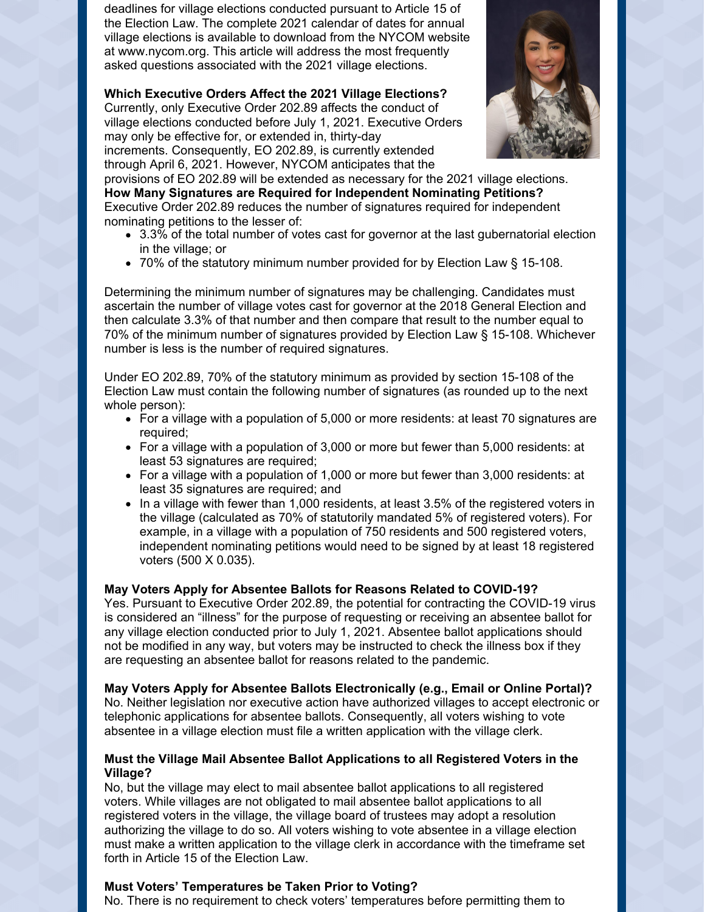deadlines for village elections conducted pursuant to Article 15 of the Election Law. The complete 2021 calendar of dates for annual village elections is available to download from the NYCOM website at www.nycom.org. This article will address the most frequently asked questions associated with the 2021 village elections.

**Which Executive Orders Affect the 2021 Village Elections?**
Currently, only Executive Order 202.89 affects the conduct of village elections conducted before July 1, 2021. Executive Orders may only be effective for, or extended in, thirty-day increments. Consequently, EO 202.89, is currently extended through April 6, 2021. However, NYCOM anticipates that the provisions of EO 202.89 will be extended as necessary for the 2021 village elections.

**How Many Signatures are Required for Independent Nominating Petitions?**
Executive Order 202.89 reduces the number of signatures required for independent nominating petitions to the lesser of:

- 3.3% of the total number of votes cast for governor at the last gubernatorial election in the village; or
- 70% of the statutory minimum number provided for by Election Law § 15-108.

Determining the minimum number of signatures may be challenging. Candidates must ascertain the number of village votes cast for governor at the 2018 General Election and then calculate 3.3% of that number and then compare that result to the number equal to 70% of the minimum number of signatures provided by Election Law § 15-108. Whichever number is less is the number of required signatures.

Under EO 202.89, 70% of the statutory minimum as provided by section 15-108 of the Election Law must contain the following number of signatures (as rounded up to the next whole person):

- For a village with a population of 5,000 or more residents: at least 70 signatures are required;
- For a village with a population of 3,000 or more but fewer than 5,000 residents: at least 53 signatures are required;
- For a village with a population of 1,000 or more but fewer than 3,000 residents: at least 35 signatures are required; and
- In a village with fewer than 1,000 residents, at least 3.5% of the registered voters in the village (calculated as 70% of statutorily mandated 5% of registered voters). For example, in a village with a population of 750 residents and 500 registered voters, independent nominating petitions would need to be signed by at least 18 registered voters (500 X 0.035).

**May Voters Apply for Absentee Ballots for Reasons Related to COVID-19?**
Yes. Pursuant to Executive Order 202.89, the potential for contracting the COVID-19 virus is considered an "illness" for the purpose of requesting or receiving an absentee ballot for any village election conducted prior to July 1, 2021. Absentee ballot applications should not be modified in any way, but voters may be instructed to check the illness box if they are requesting an absentee ballot for reasons related to the pandemic.

**May Voters Apply for Absentee Ballots Electronically (e.g., Email or Online Portal)?**
No. Neither legislation nor executive action have authorized villages to accept electronic or telephonic applications for absentee ballots. Consequently, all voters wishing to vote absentee in a village election must file a written application with the village clerk.

**Must the Village Mail Absentee Ballot Applications to all Registered Voters in the Village?**
No, but the village may elect to mail absentee ballot applications to all registered voters. While villages are not obligated to mail absentee ballot applications to all registered voters in the village, the village board of trustees may adopt a resolution authorizing the village to do so. All voters wishing to vote absentee in a village election must make a written application to the village clerk in accordance with the timeframe set forth in Article 15 of the Election Law.

**Must Voters' Temperatures be Taken Prior to Voting?**
No. There is no requirement to check voters' temperatures before permitting them to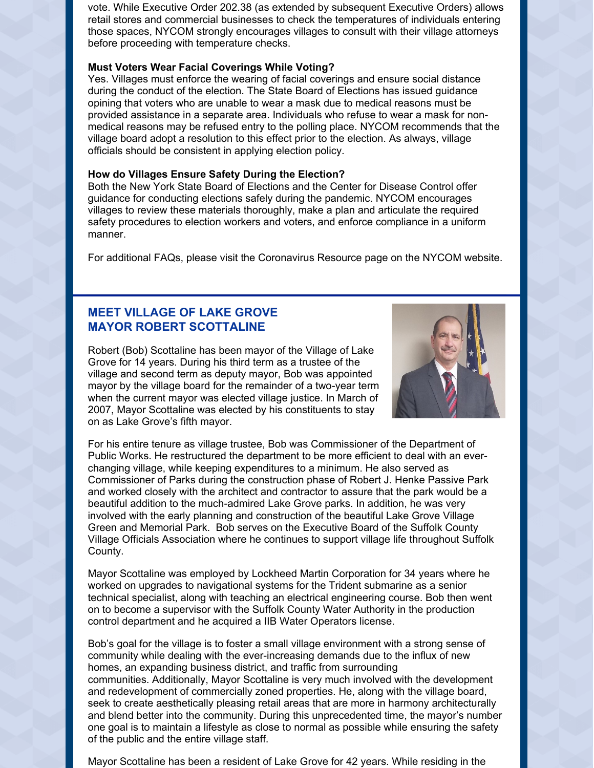vote. While Executive Order 202.38 (as extended by subsequent Executive Orders) allows retail stores and commercial businesses to check the temperatures of individuals entering those spaces, NYCOM strongly encourages villages to consult with their village attorneys before proceeding with temperature checks.

**Must Voters Wear Facial Coverings While Voting?**

Yes. Villages must enforce the wearing of facial coverings and ensure social distance during the conduct of the election. The State Board of Elections has issued guidance opining that voters who are unable to wear a mask due to medical reasons must be provided assistance in a separate area. Individuals who refuse to wear a mask for non-medical reasons may be refused entry to the polling place. NYCOM recommends that the village board adopt a resolution to this effect prior to the election. As always, village officials should be consistent in applying election policy.

**How do Villages Ensure Safety During the Election?**

Both the New York State Board of Elections and the Center for Disease Control offer guidance for conducting elections safely during the pandemic. NYCOM encourages villages to review these materials thoroughly, make a plan and articulate the required safety procedures to election workers and voters, and enforce compliance in a uniform manner.

For additional FAQs, please visit the Coronavirus Resource page on the NYCOM website.

## MEET VILLAGE OF LAKE GROVE MAYOR ROBERT SCOTTALINE

Robert (Bob) Scottaline has been mayor of the Village of Lake Grove for 14 years. During his third term as a trustee of the village and second term as deputy mayor, Bob was appointed mayor by the village board for the remainder of a two-year term when the current mayor was elected village justice. In March of 2007, Mayor Scottaline was elected by his constituents to stay on as Lake Grove's fifth mayor.

For his entire tenure as village trustee, Bob was Commissioner of the Department of Public Works. He restructured the department to be more efficient to deal with an ever-changing village, while keeping expenditures to a minimum. He also served as Commissioner of Parks during the construction phase of Robert J. Henke Passive Park and worked closely with the architect and contractor to assure that the park would be a beautiful addition to the much-admired Lake Grove parks. In addition, he was very involved with the early planning and construction of the beautiful Lake Grove Village Green and Memorial Park. Bob serves on the Executive Board of the Suffolk County Village Officials Association where he continues to support village life throughout Suffolk County.

Mayor Scottaline was employed by Lockheed Martin Corporation for 34 years where he worked on upgrades to navigational systems for the Trident submarine as a senior technical specialist, along with teaching an electrical engineering course. Bob then went on to become a supervisor with the Suffolk County Water Authority in the production control department and he acquired a IIB Water Operators license.

Bob's goal for the village is to foster a small village environment with a strong sense of community while dealing with the ever-increasing demands due to the influx of new homes, an expanding business district, and traffic from surrounding communities. Additionally, Mayor Scottaline is very much involved with the development and redevelopment of commercially zoned properties. He, along with the village board, seek to create aesthetically pleasing retail areas that are more in harmony architecturally and blend better into the community. During this unprecedented time, the mayor's number one goal is to maintain a lifestyle as close to normal as possible while ensuring the safety of the public and the entire village staff.

Mayor Scottaline has been a resident of Lake Grove for 42 years. While residing in the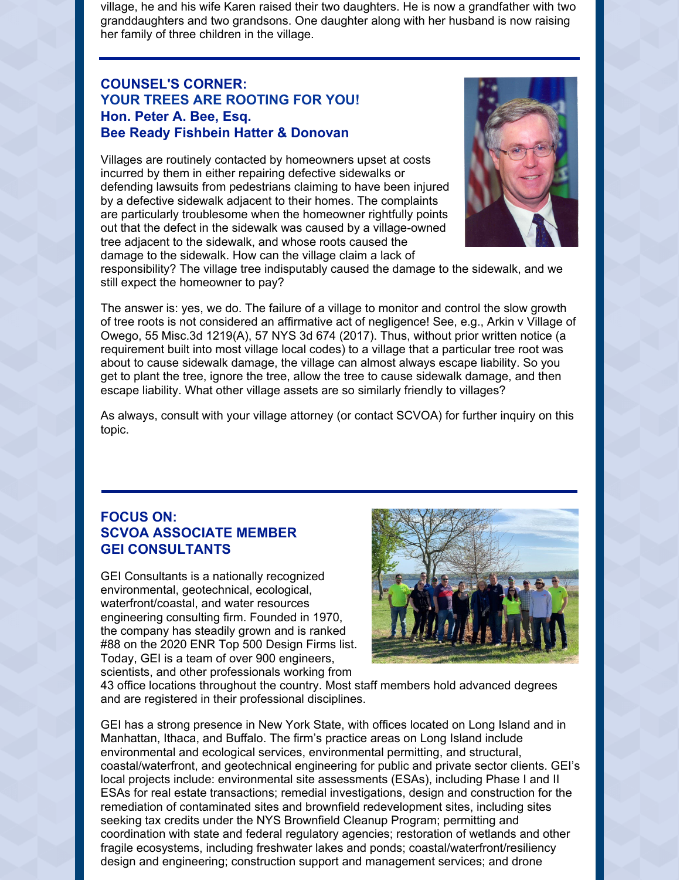village, he and his wife Karen raised their two daughters. He is now a grandfather with two granddaughters and two grandsons. One daughter along with her husband is now raising her family of three children in the village.

## COUNSEL'S CORNER:
## YOUR TREES ARE ROOTING FOR YOU!
### Hon. Peter A. Bee, Esq.
### Bee Ready Fishbein Hatter & Donovan

Villages are routinely contacted by homeowners upset at costs incurred by them in either repairing defective sidewalks or defending lawsuits from pedestrians claiming to have been injured by a defective sidewalk adjacent to their homes. The complaints are particularly troublesome when the homeowner rightfully points out that the defect in the sidewalk was caused by a village-owned tree adjacent to the sidewalk, and whose roots caused the damage to the sidewalk. How can the village claim a lack of responsibility? The village tree indisputably caused the damage to the sidewalk, and we still expect the homeowner to pay?

The answer is: yes, we do. The failure of a village to monitor and control the slow growth of tree roots is not considered an affirmative act of negligence! See, e.g., Arkin v Village of Owego, 55 Misc.3d 1219(A), 57 NYS 3d 674 (2017). Thus, without prior written notice (a requirement built into most village local codes) to a village that a particular tree root was about to cause sidewalk damage, the village can almost always escape liability. So you get to plant the tree, ignore the tree, allow the tree to cause sidewalk damage, and then escape liability. What other village assets are so similarly friendly to villages?

As always, consult with your village attorney (or contact SCVOA) for further inquiry on this topic.

## FOCUS ON:
## SCVOA ASSOCIATE MEMBER
## GEI CONSULTANTS

GEI Consultants is a nationally recognized environmental, geotechnical, ecological, waterfront/coastal, and water resources engineering consulting firm. Founded in 1970, the company has steadily grown and is ranked #88 on the 2020 ENR Top 500 Design Firms list. Today, GEI is a team of over 900 engineers, scientists, and other professionals working from 43 office locations throughout the country. Most staff members hold advanced degrees and are registered in their professional disciplines.

GEI has a strong presence in New York State, with offices located on Long Island and in Manhattan, Ithaca, and Buffalo. The firm's practice areas on Long Island include environmental and ecological services, environmental permitting, and structural, coastal/waterfront, and geotechnical engineering for public and private sector clients. GEI's local projects include: environmental site assessments (ESAs), including Phase I and II ESAs for real estate transactions; remedial investigations, design and construction for the remediation of contaminated sites and brownfield redevelopment sites, including sites seeking tax credits under the NYS Brownfield Cleanup Program; permitting and coordination with state and federal regulatory agencies; restoration of wetlands and other fragile ecosystems, including freshwater lakes and ponds; coastal/waterfront/resiliency design and engineering; construction support and management services; and drone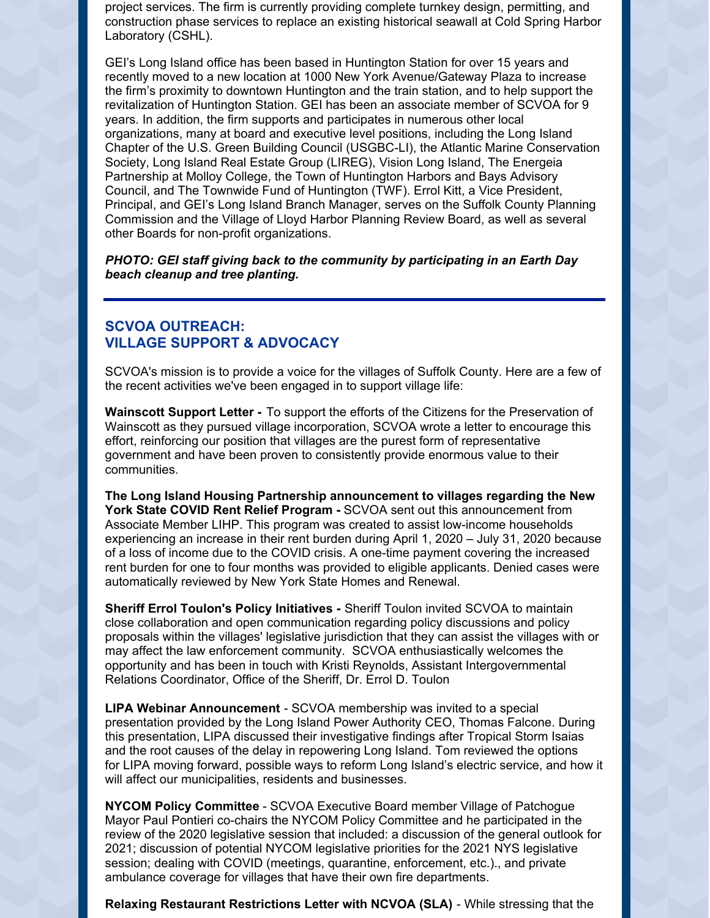project services. The firm is currently providing complete turnkey design, permitting, and construction phase services to replace an existing historical seawall at Cold Spring Harbor Laboratory (CSHL).

GEI's Long Island office has been based in Huntington Station for over 15 years and recently moved to a new location at 1000 New York Avenue/Gateway Plaza to increase the firm's proximity to downtown Huntington and the train station, and to help support the revitalization of Huntington Station. GEI has been an associate member of SCVOA for 9 years. In addition, the firm supports and participates in numerous other local organizations, many at board and executive level positions, including the Long Island Chapter of the U.S. Green Building Council (USGBC-LI), the Atlantic Marine Conservation Society, Long Island Real Estate Group (LIREG), Vision Long Island, The Energeia Partnership at Molloy College, the Town of Huntington Harbors and Bays Advisory Council, and The Townwide Fund of Huntington (TWF). Errol Kitt, a Vice President, Principal, and GEI's Long Island Branch Manager, serves on the Suffolk County Planning Commission and the Village of Lloyd Harbor Planning Review Board, as well as several other Boards for non-profit organizations.

***PHOTO: GEI staff giving back to the community by participating in an Earth Day beach cleanup and tree planting.***

---

## SCVOA OUTREACH: VILLAGE SUPPORT & ADVOCACY

SCVOA's mission is to provide a voice for the villages of Suffolk County. Here are a few of the recent activities we've been engaged in to support village life:

**Wainscott Support Letter -** To support the efforts of the Citizens for the Preservation of Wainscott as they pursued village incorporation, SCVOA wrote a letter to encourage this effort, reinforcing our position that villages are the purest form of representative government and have been proven to consistently provide enormous value to their communities.

**The Long Island Housing Partnership announcement to villages regarding the New York State COVID Rent Relief Program -** SCVOA sent out this announcement from Associate Member LIHP. This program was created to assist low-income households experiencing an increase in their rent burden during April 1, 2020 – July 31, 2020 because of a loss of income due to the COVID crisis. A one-time payment covering the increased rent burden for one to four months was provided to eligible applicants. Denied cases were automatically reviewed by New York State Homes and Renewal.

**Sheriff Errol Toulon's Policy Initiatives -** Sheriff Toulon invited SCVOA to maintain close collaboration and open communication regarding policy discussions and policy proposals within the villages' legislative jurisdiction that they can assist the villages with or may affect the law enforcement community. SCVOA enthusiastically welcomes the opportunity and has been in touch with Kristi Reynolds, Assistant Intergovernmental Relations Coordinator, Office of the Sheriff, Dr. Errol D. Toulon

**LIPA Webinar Announcement** - SCVOA membership was invited to a special presentation provided by the Long Island Power Authority CEO, Thomas Falcone. During this presentation, LIPA discussed their investigative findings after Tropical Storm Isaias and the root causes of the delay in repowering Long Island. Tom reviewed the options for LIPA moving forward, possible ways to reform Long Island's electric service, and how it will affect our municipalities, residents and businesses.

**NYCOM Policy Committee** - SCVOA Executive Board member Village of Patchogue Mayor Paul Pontieri co-chairs the NYCOM Policy Committee and he participated in the review of the 2020 legislative session that included: a discussion of the general outlook for 2021; discussion of potential NYCOM legislative priorities for the 2021 NYS legislative session; dealing with COVID (meetings, quarantine, enforcement, etc.)., and private ambulance coverage for villages that have their own fire departments.

**Relaxing Restaurant Restrictions Letter with NCVOA (SLA)** - While stressing that the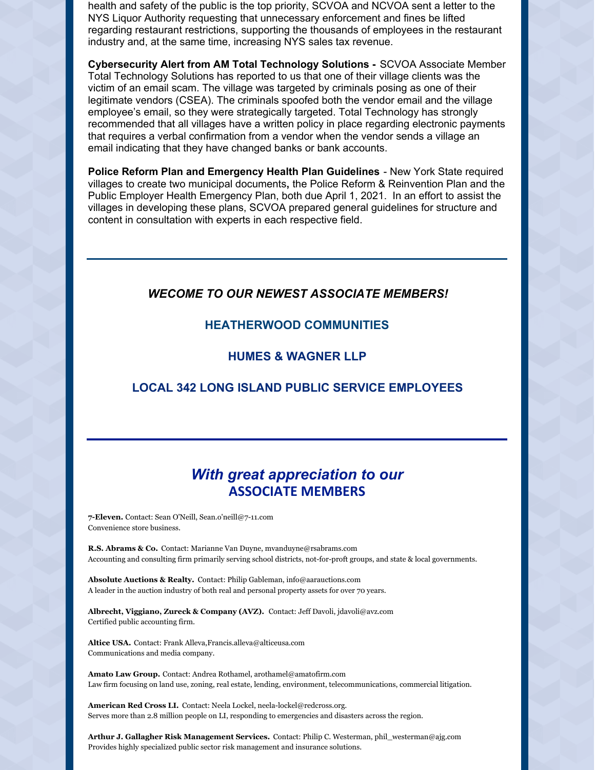health and safety of the public is the top priority, SCVOA and NCVOA sent a letter to the NYS Liquor Authority requesting that unnecessary enforcement and fines be lifted regarding restaurant restrictions, supporting the thousands of employees in the restaurant industry and, at the same time, increasing NYS sales tax revenue.

**Cybersecurity Alert from AM Total Technology Solutions -** SCVOA Associate Member Total Technology Solutions has reported to us that one of their village clients was the victim of an email scam. The village was targeted by criminals posing as one of their legitimate vendors (CSEA). The criminals spoofed both the vendor email and the village employee's email, so they were strategically targeted. Total Technology has strongly recommended that all villages have a written policy in place regarding electronic payments that requires a verbal confirmation from a vendor when the vendor sends a village an email indicating that they have changed banks or bank accounts.

**Police Reform Plan and Emergency Health Plan Guidelines** - New York State required villages to create two municipal documents**,** the Police Reform & Reinvention Plan and the Public Employer Health Emergency Plan, both due April 1, 2021. In an effort to assist the villages in developing these plans, SCVOA prepared general guidelines for structure and content in consultation with experts in each respective field.

---

### *WECOME TO OUR NEWEST ASSOCIATE MEMBERS!*

**HEATHERWOOD COMMUNITIES**

**HUMES & WAGNER LLP**

**LOCAL 342 LONG ISLAND PUBLIC SERVICE EMPLOYEES**

---

## *With great appreciation to our* ASSOCIATE MEMBERS

**7-Eleven.** Contact: Sean O'Neill, Sean.o'neill@7-11.com
Convenience store business.

**R.S. Abrams & Co.** Contact: Marianne Van Duyne, mvanduyne@rsabrams.com
Accounting and consulting firm primarily serving school districts, not-for-proft groups, and state & local governments.

**Absolute Auctions & Realty.** Contact: Philip Gableman, info@aarauctions.com
A leader in the auction industry of both real and personal property assets for over 70 years.

**Albrecht, Viggiano, Zureck & Company (AVZ).** Contact: Jeff Davoli, jdavoli@avz.com
Certified public accounting firm.

**Altice USA.** Contact: Frank Alleva,Francis.alleva@alticeusa.com
Communications and media company.

**Amato Law Group.** Contact: Andrea Rothamel, arothamel@amatofirm.com
Law firm focusing on land use, zoning, real estate, lending, environment, telecommunications, commercial litigation.

**American Red Cross LI.** Contact: Neela Lockel, neela-lockel@redcross.org.
Serves more than 2.8 million people on LI, responding to emergencies and disasters across the region.

**Arthur J. Gallagher Risk Management Services.** Contact: Philip C. Westerman, phil_westerman@ajg.com
Provides highly specialized public sector risk management and insurance solutions.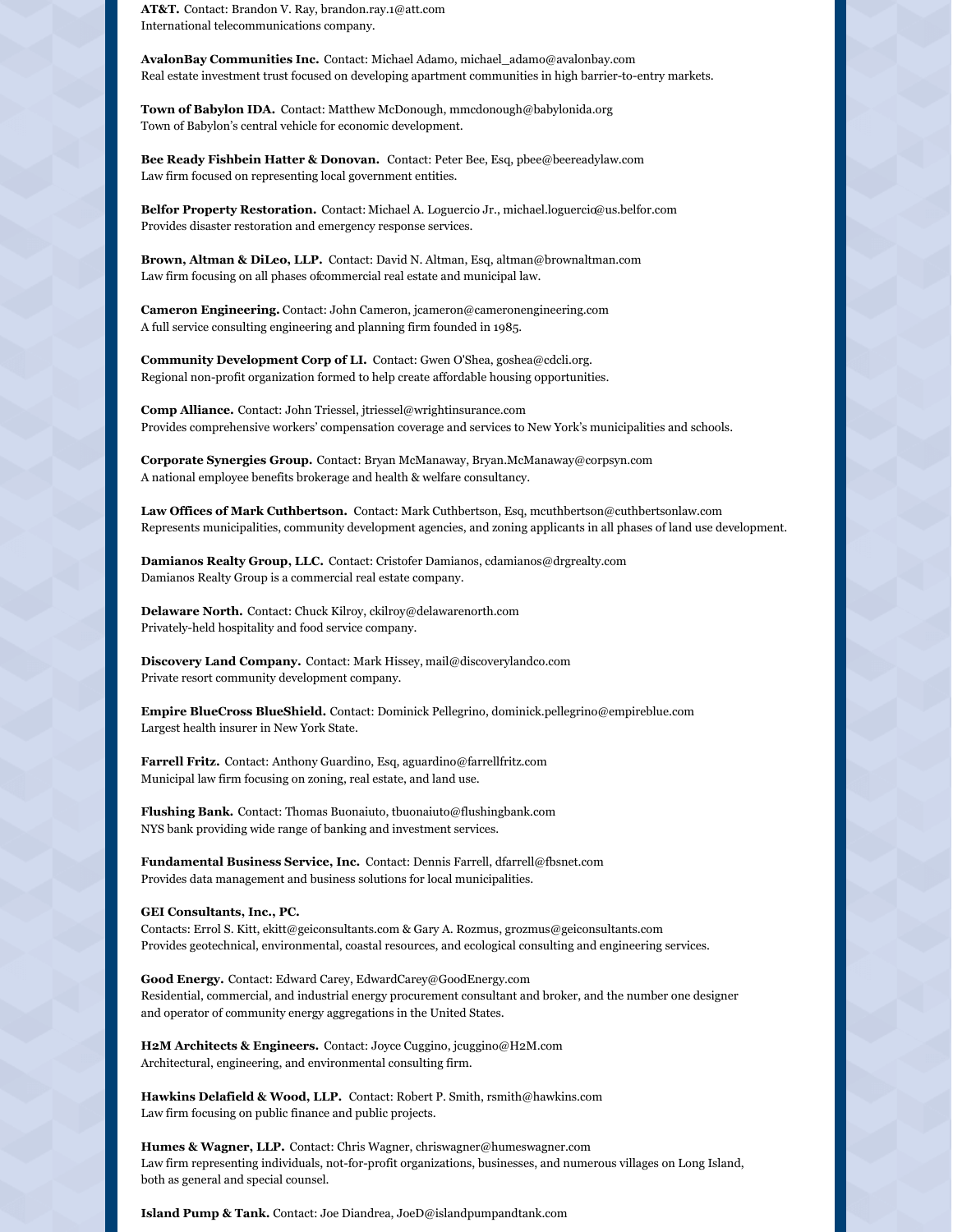**AT&T.** Contact: Brandon V. Ray, brandon.ray.1@att.com
International telecommunications company.

**AvalonBay Communities Inc.** Contact: Michael Adamo, michael_adamo@avalonbay.com
Real estate investment trust focused on developing apartment communities in high barrier-to-entry markets.

**Town of Babylon IDA.** Contact: Matthew McDonough, mmcdonough@babylonida.org
Town of Babylon's central vehicle for economic development.

**Bee Ready Fishbein Hatter & Donovan.** Contact: Peter Bee, Esq, pbee@beereadylaw.com
Law firm focused on representing local government entities.

**Belfor Property Restoration.** Contact: Michael A. Loguercio Jr., michael.loguercio@us.belfor.com
Provides disaster restoration and emergency response services.

**Brown, Altman & DiLeo, LLP.** Contact: David N. Altman, Esq, altman@brownaltman.com
Law firm focusing on all phases ofcommercial real estate and municipal law.

**Cameron Engineering.** Contact: John Cameron, jcameron@cameronengineering.com
A full service consulting engineering and planning firm founded in 1985.

**Community Development Corp of LI.** Contact: Gwen O'Shea, goshea@cdcli.org.
Regional non-profit organization formed to help create affordable housing opportunities.

**Comp Alliance.** Contact: John Triessel, jtriessel@wrightinsurance.com
Provides comprehensive workers' compensation coverage and services to New York's municipalities and schools.

**Corporate Synergies Group.** Contact: Bryan McManaway, Bryan.McManaway@corpsyn.com
A national employee benefits brokerage and health & welfare consultancy.

**Law Offices of Mark Cuthbertson.** Contact: Mark Cuthbertson, Esq, mcuthbertson@cuthbertsonlaw.com
Represents municipalities, community development agencies, and zoning applicants in all phases of land use development.

**Damianos Realty Group, LLC.** Contact: Cristofer Damianos, cdamianos@drgrealty.com
Damianos Realty Group is a commercial real estate company.

**Delaware North.** Contact: Chuck Kilroy, ckilroy@delawarenorth.com
Privately-held hospitality and food service company.

**Discovery Land Company.** Contact: Mark Hissey, mail@discoverylandco.com
Private resort community development company.

**Empire BlueCross BlueShield.** Contact: Dominick Pellegrino, dominick.pellegrino@empireblue.com
Largest health insurer in New York State.

**Farrell Fritz.** Contact: Anthony Guardino, Esq, aguardino@farrellfritz.com
Municipal law firm focusing on zoning, real estate, and land use.

**Flushing Bank.** Contact: Thomas Buonaiuto, tbuonaiuto@flushingbank.com
NYS bank providing wide range of banking and investment services.

**Fundamental Business Service, Inc.** Contact: Dennis Farrell, dfarrell@fbsnet.com
Provides data management and business solutions for local municipalities.

**GEI Consultants, Inc., PC.**
Contacts: Errol S. Kitt, ekitt@geiconsultants.com & Gary A. Rozmus, grozmus@geiconsultants.com
Provides geotechnical, environmental, coastal resources, and ecological consulting and engineering services.

**Good Energy.** Contact: Edward Carey, EdwardCarey@GoodEnergy.com
Residential, commercial, and industrial energy procurement consultant and broker, and the number one designer and operator of community energy aggregations in the United States.

**H2M Architects & Engineers.** Contact: Joyce Cuggino, jcuggino@H2M.com
Architectural, engineering, and environmental consulting firm.

**Hawkins Delafield & Wood, LLP.** Contact: Robert P. Smith, rsmith@hawkins.com
Law firm focusing on public finance and public projects.

**Humes & Wagner, LLP.** Contact: Chris Wagner, chriswagner@humeswagner.com
Law firm representing individuals, not-for-profit organizations, businesses, and numerous villages on Long Island, both as general and special counsel.

**Island Pump & Tank.** Contact: Joe Diandrea, JoeD@islandpumpandtank.com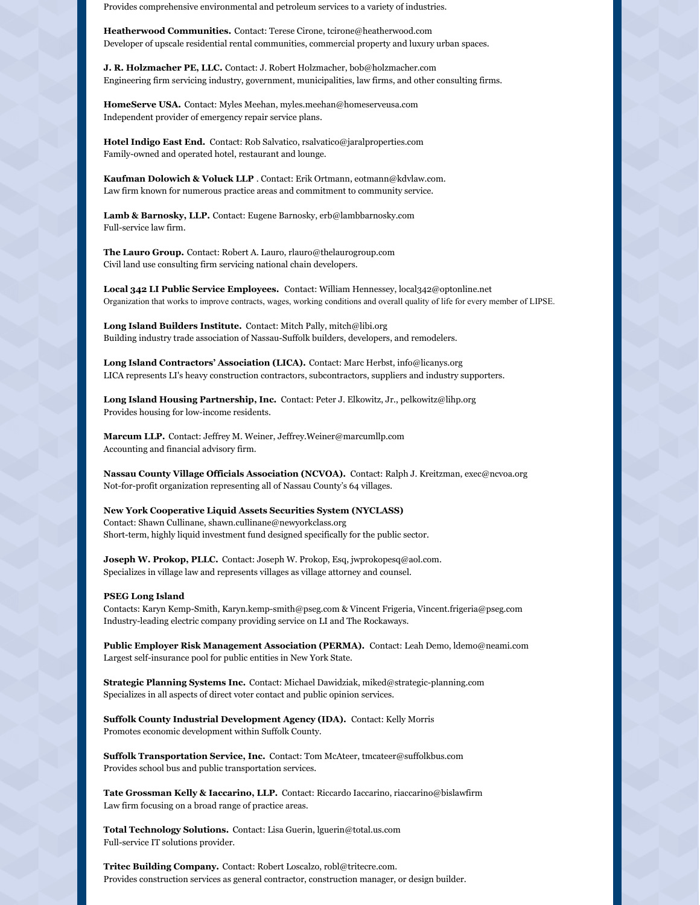Provides comprehensive environmental and petroleum services to a variety of industries.

**Heatherwood Communities.** Contact: Terese Cirone, tcirone@heatherwood.com
Developer of upscale residential rental communities, commercial property and luxury urban spaces.

**J. R. Holzmacher PE, LLC.** Contact: J. Robert Holzmacher, bob@holzmacher.com
Engineering firm servicing industry, government, municipalities, law firms, and other consulting firms.

**HomeServe USA.** Contact: Myles Meehan, myles.meehan@homeserveusa.com
Independent provider of emergency repair service plans.

**Hotel Indigo East End.** Contact: Rob Salvatico, rsalvatico@jaralproperties.com
Family-owned and operated hotel, restaurant and lounge.

**Kaufman Dolowich & Voluck LLP** . Contact: Erik Ortmann, eotmann@kdvlaw.com.
Law firm known for numerous practice areas and commitment to community service.

**Lamb & Barnosky, LLP.** Contact: Eugene Barnosky, erb@lambbarnosky.com
Full-service law firm.

**The Lauro Group.** Contact: Robert A. Lauro, rlauro@thelaurogroup.com
Civil land use consulting firm servicing national chain developers.

**Local 342 LI Public Service Employees.** Contact: William Hennessey, local342@optonline.net
Organization that works to improve contracts, wages, working conditions and overall quality of life for every member of LIPSE.

**Long Island Builders Institute.** Contact: Mitch Pally, mitch@libi.org
Building industry trade association of Nassau-Suffolk builders, developers, and remodelers.

**Long Island Contractors' Association (LICA).** Contact: Marc Herbst, info@licanys.org
LICA represents LI's heavy construction contractors, subcontractors, suppliers and industry supporters.

**Long Island Housing Partnership, Inc.** Contact: Peter J. Elkowitz, Jr., pelkowitz@lihp.org
Provides housing for low-income residents.

**Marcum LLP.** Contact: Jeffrey M. Weiner, Jeffrey.Weiner@marcumllp.com
Accounting and financial advisory firm.

**Nassau County Village Officials Association (NCVOA).** Contact: Ralph J. Kreitzman, exec@ncvoa.org
Not-for-profit organization representing all of Nassau County's 64 villages.

**New York Cooperative Liquid Assets Securities System (NYCLASS)**
Contact: Shawn Cullinane, shawn.cullinane@newyorkclass.org
Short-term, highly liquid investment fund designed specifically for the public sector.

**Joseph W. Prokop, PLLC.** Contact: Joseph W. Prokop, Esq, jwprokopesq@aol.com.
Specializes in village law and represents villages as village attorney and counsel.

**PSEG Long Island**
Contacts: Karyn Kemp-Smith, Karyn.kemp-smith@pseg.com & Vincent Frigeria, Vincent.frigeria@pseg.com
Industry-leading electric company providing service on LI and The Rockaways.

**Public Employer Risk Management Association (PERMA).** Contact: Leah Demo, ldemo@neami.com
Largest self-insurance pool for public entities in New York State.

**Strategic Planning Systems Inc.** Contact: Michael Dawidziak, miked@strategic-planning.com
Specializes in all aspects of direct voter contact and public opinion services.

**Suffolk County Industrial Development Agency (IDA).** Contact: Kelly Morris
Promotes economic development within Suffolk County.

**Suffolk Transportation Service, Inc.** Contact: Tom McAteer, tmcateer@suffolkbus.com
Provides school bus and public transportation services.

**Tate Grossman Kelly & Iaccarino, LLP.** Contact: Riccardo Iaccarino, riaccarino@bislawfirm
Law firm focusing on a broad range of practice areas.

**Total Technology Solutions.** Contact: Lisa Guerin, lguerin@total.us.com
Full-service IT solutions provider.

**Tritec Building Company.** Contact: Robert Loscalzo, robl@tritecre.com.
Provides construction services as general contractor, construction manager, or design builder.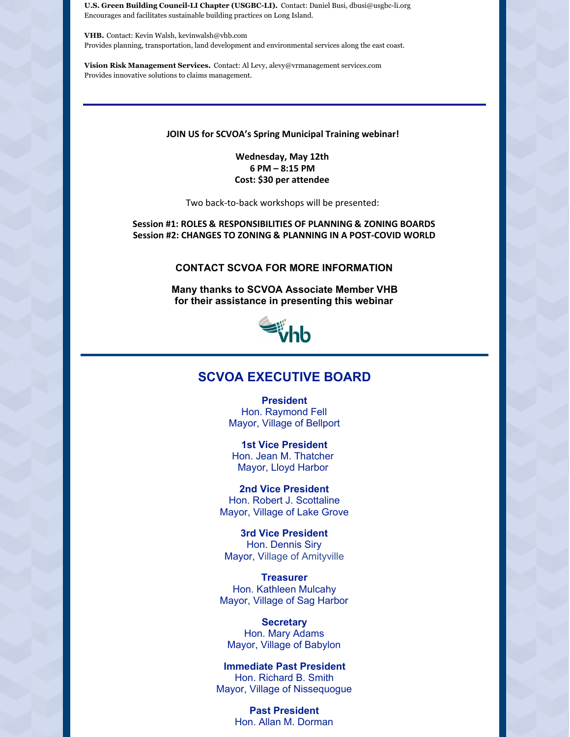**U.S. Green Building Council-LI Chapter (USGBC-LI).** Contact: Daniel Busi, dbusi@usgbc-li.org
Encourages and facilitates sustainable building practices on Long Island.

**VHB.** Contact: Kevin Walsh, kevinwalsh@vhb.com
Provides planning, transportation, land development and environmental services along the east coast.

**Vision Risk Management Services.** Contact: Al Levy, alevy@vrmanagement services.com
Provides innovative solutions to claims management.

---

**JOIN US for SCVOA's Spring Municipal Training webinar!**

**Wednesday, May 12th**
**6 PM – 8:15 PM**
**Cost: $30 per attendee**

Two back-to-back workshops will be presented:

**Session #1: ROLES & RESPONSIBILITIES OF PLANNING & ZONING BOARDS**
**Session #2: CHANGES TO ZONING & PLANNING IN A POST-COVID WORLD**

**CONTACT SCVOA FOR MORE INFORMATION**

**Many thanks to SCVOA Associate Member VHB for their assistance in presenting this webinar**

---

## SCVOA EXECUTIVE BOARD

**President**
Hon. Raymond Fell
Mayor, Village of Bellport

**1st Vice President**
Hon. Jean M. Thatcher
Mayor, Lloyd Harbor

**2nd Vice President**
Hon. Robert J. Scottaline
Mayor, Village of Lake Grove

**3rd Vice President**
Hon. Dennis Siry
Mayor, Village of Amityville

**Treasurer**
Hon. Kathleen Mulcahy
Mayor, Village of Sag Harbor

**Secretary**
Hon. Mary Adams
Mayor, Village of Babylon

**Immediate Past President**
Hon. Richard B. Smith
Mayor, Village of Nissequogue

**Past President**
Hon. Allan M. Dorman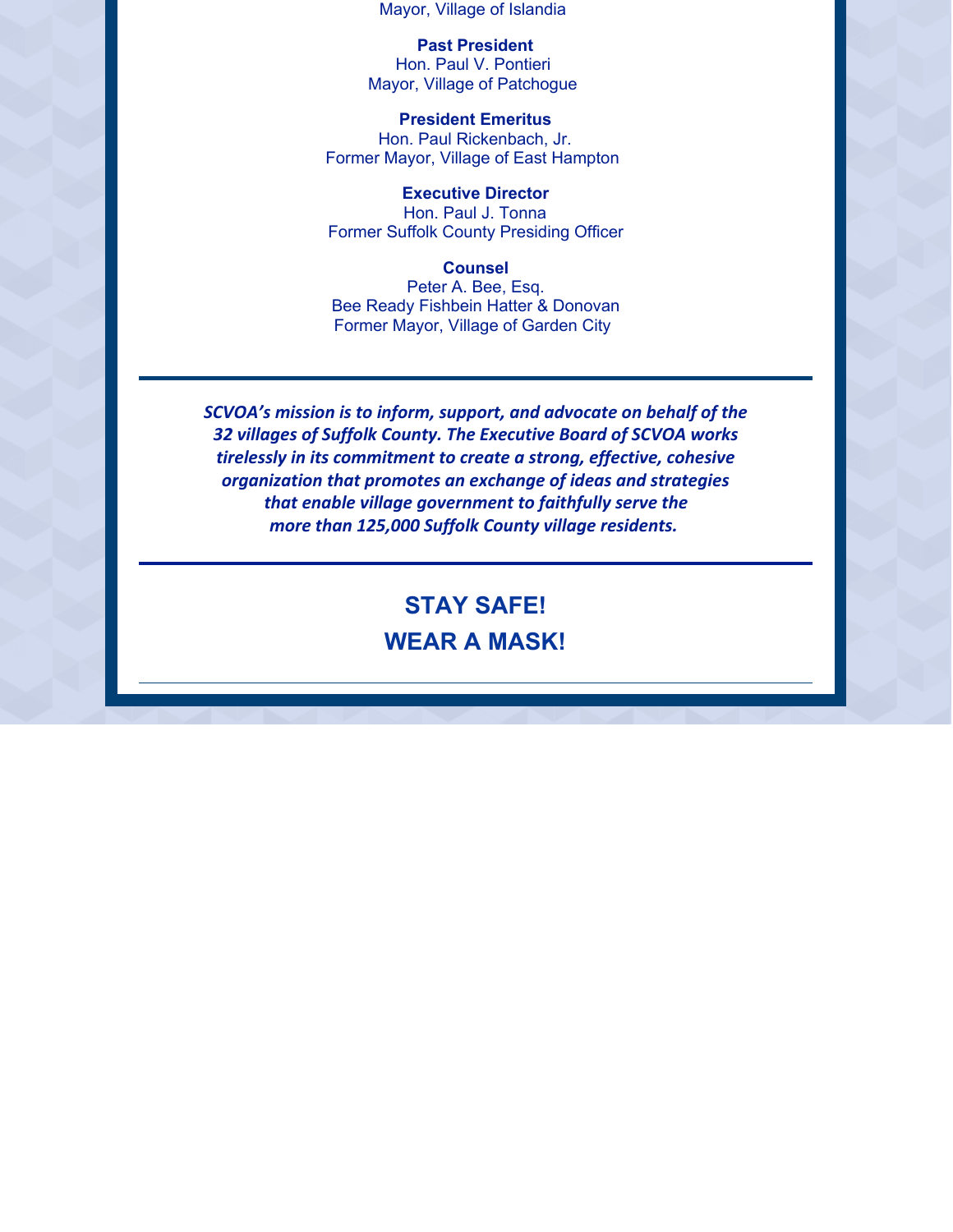Mayor, Village of Islandia

**Past President**
Hon. Paul V. Pontieri
Mayor, Village of Patchogue

**President Emeritus**
Hon. Paul Rickenbach, Jr.
Former Mayor, Village of East Hampton

**Executive Director**
Hon. Paul J. Tonna
Former Suffolk County Presiding Officer

**Counsel**
Peter A. Bee, Esq.
Bee Ready Fishbein Hatter & Donovan
Former Mayor, Village of Garden City

---

***SCVOA's mission is to inform, support, and advocate on behalf of the 32 villages of Suffolk County. The Executive Board of SCVOA works tirelessly in its commitment to create a strong, effective, cohesive organization that promotes an exchange of ideas and strategies that enable village government to faithfully serve the more than 125,000 Suffolk County village residents.***

---

**STAY SAFE!**

**WEAR A MASK!**